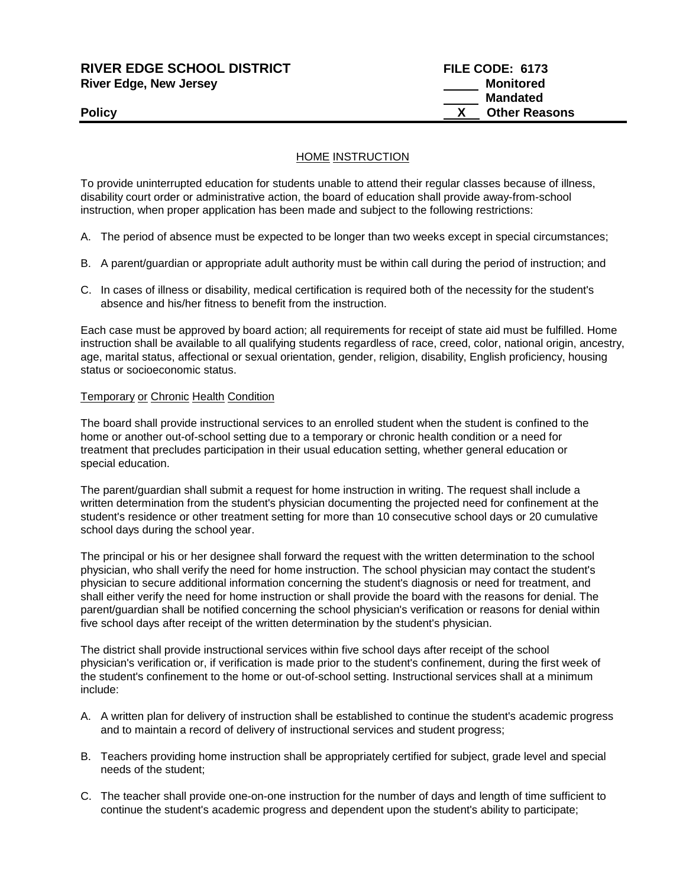**RIVER EDGE SCHOOL DISTRICT**
**River Edge, New Jersey**

**FILE CODE: 6173**
_____ **Monitored**
_____ **Mandated**
**Policy** __X__ **Other Reasons**

## HOME INSTRUCTION

To provide uninterrupted education for students unable to attend their regular classes because of illness, disability court order or administrative action, the board of education shall provide away-from-school instruction, when proper application has been made and subject to the following restrictions:

A. The period of absence must be expected to be longer than two weeks except in special circumstances;

B. A parent/guardian or appropriate adult authority must be within call during the period of instruction; and

C. In cases of illness or disability, medical certification is required both of the necessity for the student's absence and his/her fitness to benefit from the instruction.

Each case must be approved by board action; all requirements for receipt of state aid must be fulfilled. Home instruction shall be available to all qualifying students regardless of race, creed, color, national origin, ancestry, age, marital status, affectional or sexual orientation, gender, religion, disability, English proficiency, housing status or socioeconomic status.

### Temporary or Chronic Health Condition

The board shall provide instructional services to an enrolled student when the student is confined to the home or another out-of-school setting due to a temporary or chronic health condition or a need for treatment that precludes participation in their usual education setting, whether general education or special education.

The parent/guardian shall submit a request for home instruction in writing. The request shall include a written determination from the student's physician documenting the projected need for confinement at the student's residence or other treatment setting for more than 10 consecutive school days or 20 cumulative school days during the school year.

The principal or his or her designee shall forward the request with the written determination to the school physician, who shall verify the need for home instruction. The school physician may contact the student's physician to secure additional information concerning the student's diagnosis or need for treatment, and shall either verify the need for home instruction or shall provide the board with the reasons for denial. The parent/guardian shall be notified concerning the school physician's verification or reasons for denial within five school days after receipt of the written determination by the student's physician.

The district shall provide instructional services within five school days after receipt of the school physician's verification or, if verification is made prior to the student's confinement, during the first week of the student's confinement to the home or out-of-school setting. Instructional services shall at a minimum include:

A. A written plan for delivery of instruction shall be established to continue the student's academic progress and to maintain a record of delivery of instructional services and student progress;

B. Teachers providing home instruction shall be appropriately certified for subject, grade level and special needs of the student;

C. The teacher shall provide one-on-one instruction for the number of days and length of time sufficient to continue the student's academic progress and dependent upon the student's ability to participate;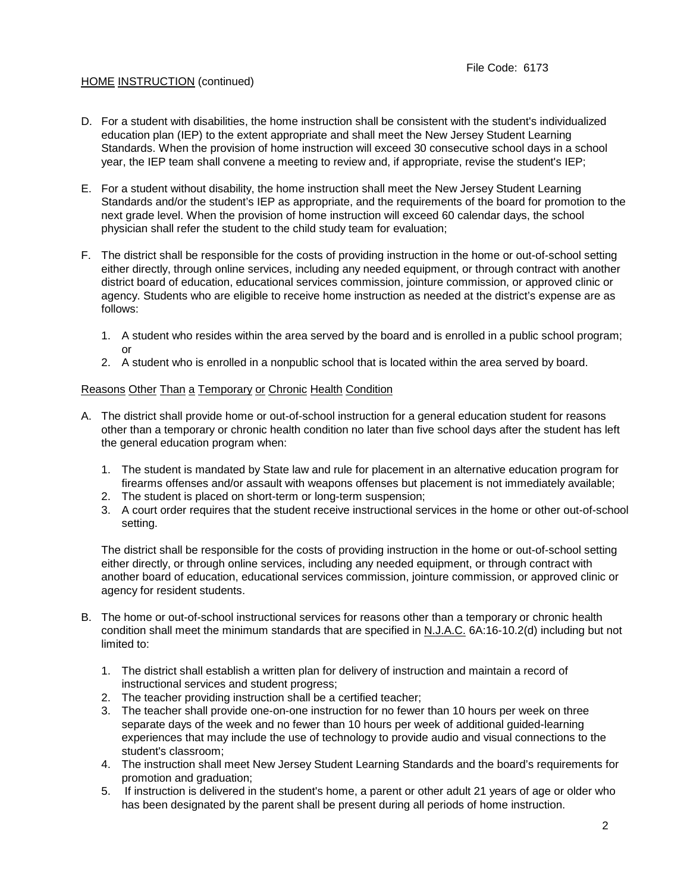D. For a student with disabilities, the home instruction shall be consistent with the student's individualized education plan (IEP) to the extent appropriate and shall meet the New Jersey Student Learning Standards. When the provision of home instruction will exceed 30 consecutive school days in a school year, the IEP team shall convene a meeting to review and, if appropriate, revise the student's IEP;

E. For a student without disability, the home instruction shall meet the New Jersey Student Learning Standards and/or the student's IEP as appropriate, and the requirements of the board for promotion to the next grade level. When the provision of home instruction will exceed 60 calendar days, the school physician shall refer the student to the child study team for evaluation;

F. The district shall be responsible for the costs of providing instruction in the home or out-of-school setting either directly, through online services, including any needed equipment, or through contract with another district board of education, educational services commission, jointure commission, or approved clinic or agency. Students who are eligible to receive home instruction as needed at the district's expense are as follows:

   1. A student who resides within the area served by the board and is enrolled in a public school program; or
   2. A student who is enrolled in a nonpublic school that is located within the area served by board.

<u>Reasons Other Than a Temporary or Chronic Health Condition</u>

A. The district shall provide home or out-of-school instruction for a general education student for reasons other than a temporary or chronic health condition no later than five school days after the student has left the general education program when:

   1. The student is mandated by State law and rule for placement in an alternative education program for firearms offenses and/or assault with weapons offenses but placement is not immediately available;
   2. The student is placed on short-term or long-term suspension;
   3. A court order requires that the student receive instructional services in the home or other out-of-school setting.

   The district shall be responsible for the costs of providing instruction in the home or out-of-school setting either directly, or through online services, including any needed equipment, or through contract with another board of education, educational services commission, jointure commission, or approved clinic or agency for resident students.

B. The home or out-of-school instructional services for reasons other than a temporary or chronic health condition shall meet the minimum standards that are specified in <u>N.J.A.C.</u> 6A:16-10.2(d) including but not limited to:

   1. The district shall establish a written plan for delivery of instruction and maintain a record of instructional services and student progress;
   2. The teacher providing instruction shall be a certified teacher;
   3. The teacher shall provide one-on-one instruction for no fewer than 10 hours per week on three separate days of the week and no fewer than 10 hours per week of additional guided-learning experiences that may include the use of technology to provide audio and visual connections to the student's classroom;
   4. The instruction shall meet New Jersey Student Learning Standards and the board's requirements for promotion and graduation;
   5. If instruction is delivered in the student's home, a parent or other adult 21 years of age or older who has been designated by the parent shall be present during all periods of home instruction.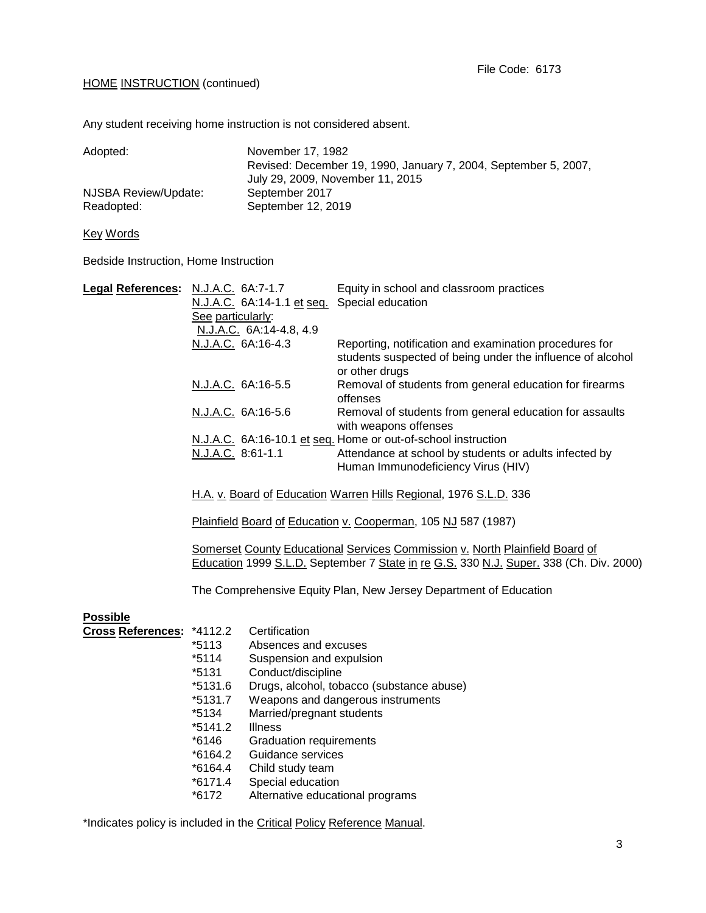File Code: 6173

HOME INSTRUCTION (continued)

Any student receiving home instruction is not considered absent.

| | |
|---|---|
| Adopted: | November 17, 1982<br>Revised: December 19, 1990, January 7, 2004, September 5, 2007, July 29, 2009, November 11, 2015 |
| NJSBA Review/Update: | September 2017 |
| Readopted: | September 12, 2019 |

Key Words

Bedside Instruction, Home Instruction

**Legal References:**

| | |
|---|---|
| N.J.A.C. 6A:7-1.7 | Equity in school and classroom practices |
| N.J.A.C. 6A:14-1.1 et seq. | Special education |
| See particularly: N.J.A.C. 6A:14-4.8, 4.9 | |
| N.J.A.C. 6A:16-4.3 | Reporting, notification and examination procedures for students suspected of being under the influence of alcohol or other drugs |
| N.J.A.C. 6A:16-5.5 | Removal of students from general education for firearms offenses |
| N.J.A.C. 6A:16-5.6 | Removal of students from general education for assaults with weapons offenses |
| N.J.A.C. 6A:16-10.1 et seq. | Home or out-of-school instruction |
| N.J.A.C. 8:61-1.1 | Attendance at school by students or adults infected by Human Immunodeficiency Virus (HIV) |

H.A. v. Board of Education Warren Hills Regional, 1976 S.L.D. 336

Plainfield Board of Education v. Cooperman, 105 NJ 587 (1987)

Somerset County Educational Services Commission v. North Plainfield Board of Education 1999 S.L.D. September 7 State in re G.S. 330 N.J. Super. 338 (Ch. Div. 2000)

The Comprehensive Equity Plan, New Jersey Department of Education

**Possible Cross References:**

| | |
|---|---|
| *4112.2 | Certification |
| *5113 | Absences and excuses |
| *5114 | Suspension and expulsion |
| *5131 | Conduct/discipline |
| *5131.6 | Drugs, alcohol, tobacco (substance abuse) |
| *5131.7 | Weapons and dangerous instruments |
| *5134 | Married/pregnant students |
| *5141.2 | Illness |
| *6146 | Graduation requirements |
| *6164.2 | Guidance services |
| *6164.4 | Child study team |
| *6171.4 | Special education |
| *6172 | Alternative educational programs |

*Indicates policy is included in the Critical Policy Reference Manual.